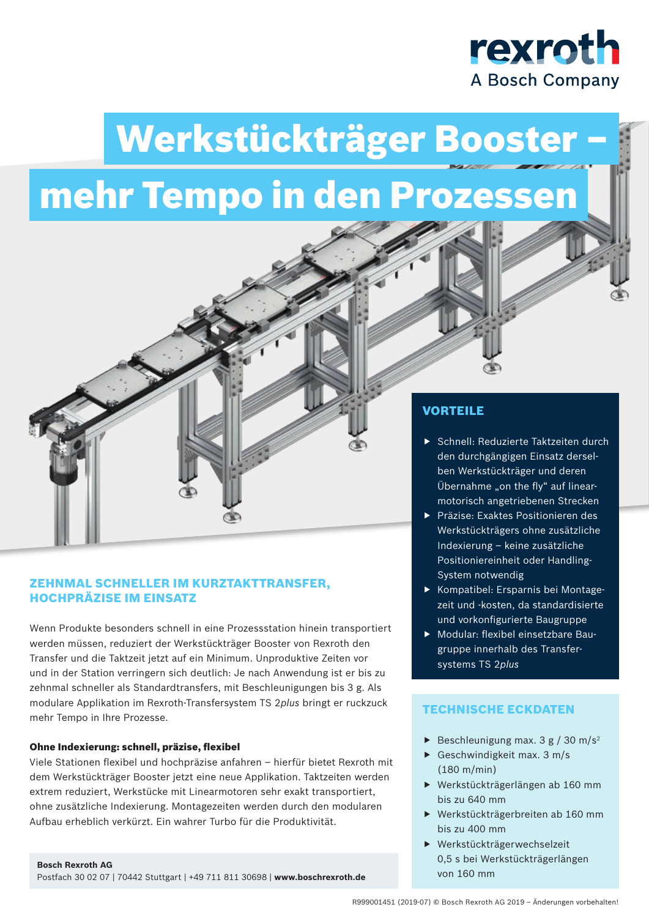rexroth
A Bosch Company

# Werkstückträger Booster – mehr Tempo in den Prozessen

## ZEHNMAL SCHNELLER IM KURZTAKTTRANSFER, HOCHPRÄZISE IM EINSATZ

Wenn Produkte besonders schnell in eine Prozessstation hinein transportiert werden müssen, reduziert der Werkstückträger Booster von Rexroth den Transfer und die Taktzeit jetzt auf ein Minimum. Unproduktive Zeiten vor und in der Station verringern sich deutlich: Je nach Anwendung ist er bis zu zehnmal schneller als Standardtransfers, mit Beschleunigungen bis 3 g. Als modulare Applikation im Rexroth-Transfersystem TS 2*plus* bringt er ruckzuck mehr Tempo in Ihre Prozesse.

**Ohne Indexierung: schnell, präzise, flexibel**

Viele Stationen flexibel und hochpräzise anfahren – hierfür bietet Rexroth mit dem Werkstückträger Booster jetzt eine neue Applikation. Taktzeiten werden extrem reduziert, Werkstücke mit Linearmotoren sehr exakt transportiert, ohne zusätzliche Indexierung. Montagezeiten werden durch den modularen Aufbau erheblich verkürzt. Ein wahrer Turbo für die Produktivität.

## VORTEILE

- Schnell: Reduzierte Taktzeiten durch den durchgängigen Einsatz derselben Werkstückträger und deren Übernahme „on the fly" auf linearmotorisch angetriebenen Strecken
- Präzise: Exaktes Positionieren des Werkstückträgers ohne zusätzliche Indexierung – keine zusätzliche Positioniereinheit oder Handling-System notwendig
- Kompatibel: Ersparnis bei Montagezeit und -kosten, da standardisierte und vorkonfigurierte Baugruppe
- Modular: flexibel einsetzbare Baugruppe innerhalb des Transfersystems TS 2*plus*

## TECHNISCHE ECKDATEN

- Beschleunigung max. 3 g / 30 m/s²
- Geschwindigkeit max. 3 m/s (180 m/min)
- Werkstückträgerlängen ab 160 mm bis zu 640 mm
- Werkstückträgerbreiten ab 160 mm bis zu 400 mm
- Werkstückträgerwechselzeit 0,5 s bei Werkstückträgerlängen von 160 mm

**Bosch Rexroth AG**
Postfach 30 02 07 | 70442 Stuttgart | +49 711 811 30698 | **www.boschrexroth.de**

R999001451 (2019-07) © Bosch Rexroth AG 2019 – Änderungen vorbehalten!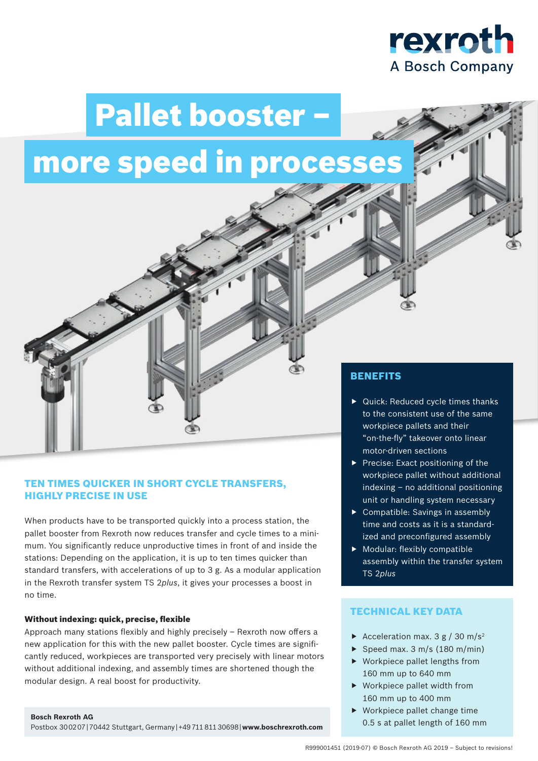rexroth
A Bosch Company

# Pallet booster – more speed in processes

## TEN TIMES QUICKER IN SHORT CYCLE TRANSFERS, HIGHLY PRECISE IN USE

When products have to be transported quickly into a process station, the pallet booster from Rexroth now reduces transfer and cycle times to a minimum. You significantly reduce unproductive times in front of and inside the stations: Depending on the application, it is up to ten times quicker than standard transfers, with accelerations of up to 3 g. As a modular application in the Rexroth transfer system TS 2*plus*, it gives your processes a boost in no time.

**Without indexing: quick, precise, flexible**

Approach many stations flexibly and highly precisely – Rexroth now offers a new application for this with the new pallet booster. Cycle times are significantly reduced, workpieces are transported very precisely with linear motors without additional indexing, and assembly times are shortened though the modular design. A real boost for productivity.

## BENEFITS

- Quick: Reduced cycle times thanks to the consistent use of the same workpiece pallets and their “on-the-fly” takeover onto linear motor-driven sections
- Precise: Exact positioning of the workpiece pallet without additional indexing – no additional positioning unit or handling system necessary
- Compatible: Savings in assembly time and costs as it is a standardized and preconfigured assembly
- Modular: flexibly compatible assembly within the transfer system TS 2*plus*

## TECHNICAL KEY DATA

- Acceleration max. 3 g / 30 m/s$^2$
- Speed max. 3 m/s (180 m/min)
- Workpiece pallet lengths from 160 mm up to 640 mm
- Workpiece pallet width from 160 mm up to 400 mm
- Workpiece pallet change time 0.5 s at pallet length of 160 mm

**Bosch Rexroth AG**
Postbox 30 02 07 | 70442 Stuttgart, Germany | +49 711 811 30698 | **www.boschrexroth.com**

R999001451 (2019-07) © Bosch Rexroth AG 2019 – Subject to revisions!